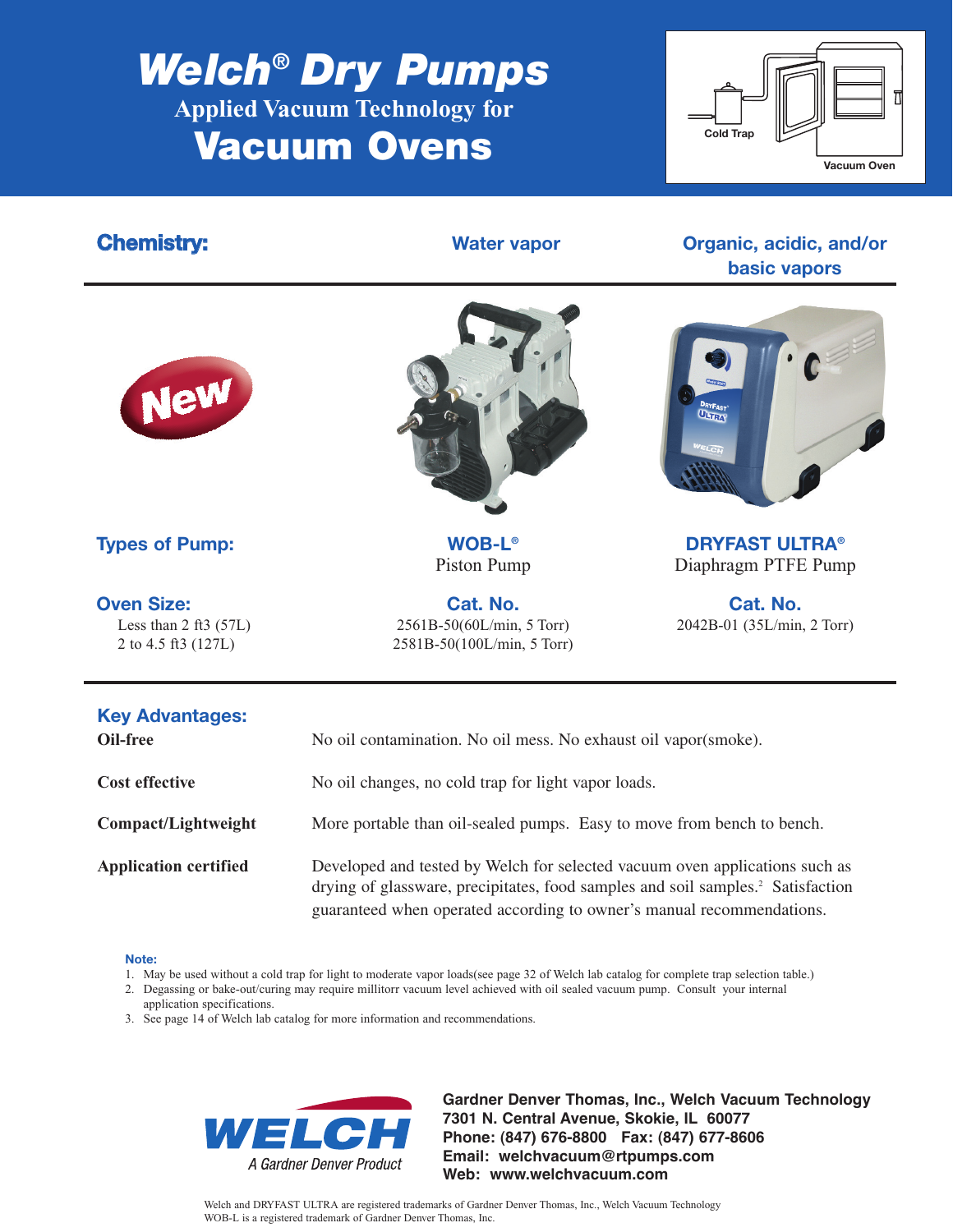# Welch® Dry Pumps

## Applied Vacuum Technology for

# Vacuum Ovens

Cold Trap

Vacuum Oven

| **Chemistry:** | **Water vapor** | **Organic, acidic, and/or basic vapors** |
|---|---|---|
| New | | |
| **Types of Pump:** | **WOB-L®** Piston Pump | **DRYFAST ULTRA®** Diaphragm PTFE Pump |
| **Oven Size:** | **Cat. No.** | **Cat. No.** |
| Less than 2 ft3 (57L) | 2561B-50(60L/min, 5 Torr) | 2042B-01 (35L/min, 2 Torr) |
| 2 to 4.5 ft3 (127L) | 2581B-50(100L/min, 5 Torr) | |

## Key Advantages:

**Oil-free** — No oil contamination. No oil mess. No exhaust oil vapor(smoke).

**Cost effective** — No oil changes, no cold trap for light vapor loads.

**Compact/Lightweight** — More portable than oil-sealed pumps. Easy to move from bench to bench.

**Application certified** — Developed and tested by Welch for selected vacuum oven applications such as drying of glassware, precipitates, food samples and soil samples.[2] Satisfaction guaranteed when operated according to owner's manual recommendations.

**Note:**

1. May be used without a cold trap for light to moderate vapor loads(see page 32 of Welch lab catalog for complete trap selection table.)
2. Degassing or bake-out/curing may require millitorr vacuum level achieved with oil sealed vacuum pump. Consult your internal application specifications.
3. See page 14 of Welch lab catalog for more information and recommendations.

WELCH
*A Gardner Denver Product*

**Gardner Denver Thomas, Inc., Welch Vacuum Technology**
**7301 N. Central Avenue, Skokie, IL 60077**
**Phone: (847) 676-8800 Fax: (847) 677-8606**
**Email: welchvacuum@rtpumps.com**
**Web: www.welchvacuum.com**

Welch and DRYFAST ULTRA are registered trademarks of Gardner Denver Thomas, Inc., Welch Vacuum Technology
WOB-L is a registered trademark of Gardner Denver Thomas, Inc.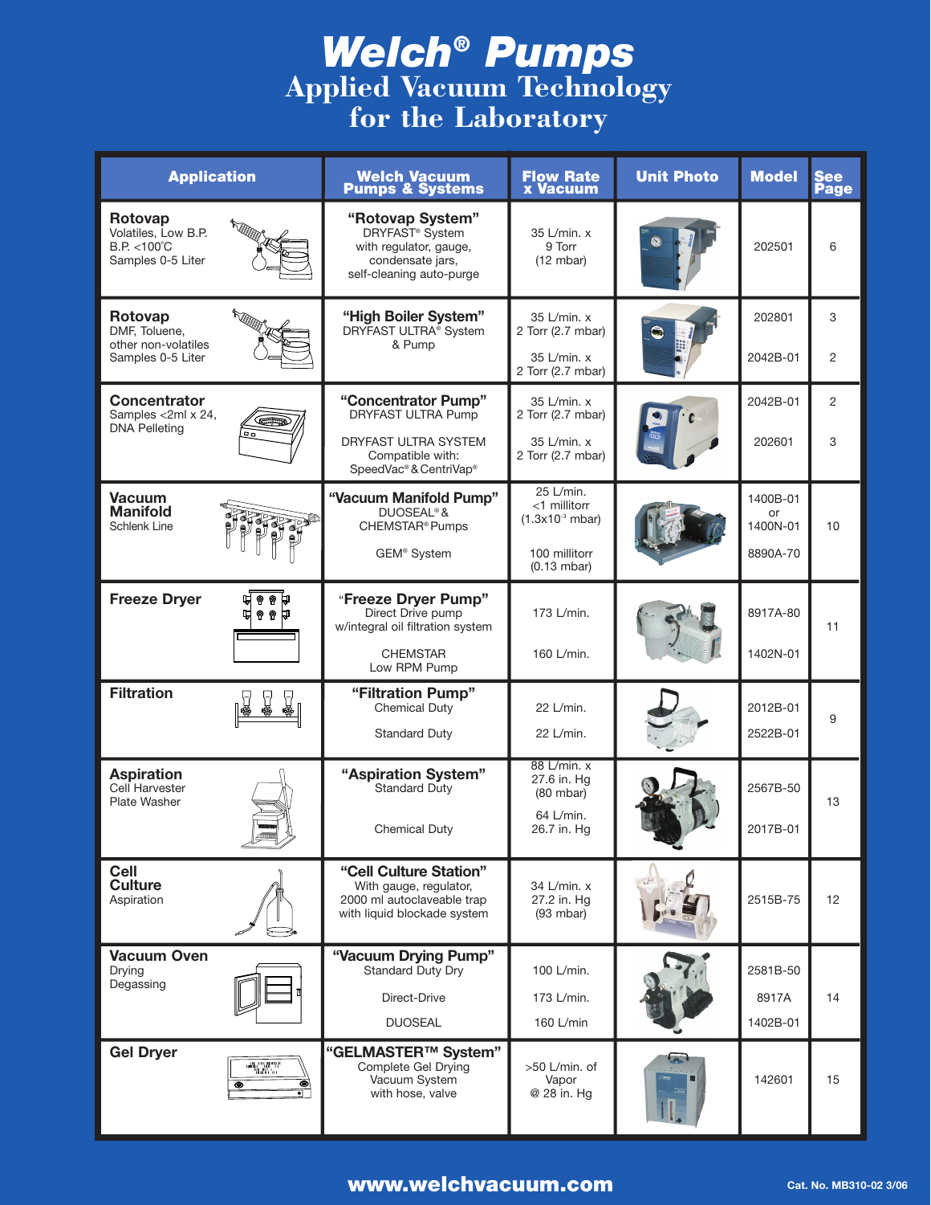# Welch® Pumps

## Applied Vacuum Technology for the Laboratory

| Application | Welch Vacuum Pumps & Systems | Flow Rate x Vacuum | Unit Photo | Model | See Page |
|---|---|---|---|---|---|
| **Rotovap** Volatiles, Low B.P. B.P. <100°C Samples 0-5 Liter | **"Rotovap System"** DRYFAST® System with regulator, gauge, condensate jars, self-cleaning auto-purge | 35 L/min. x 9 Torr (12 mbar) | | 202501 | 6 |
| **Rotovap** DMF, Toluene, other non-volatiles Samples 0-5 Liter | **"High Boiler System"** DRYFAST ULTRA® System & Pump | 35 L/min. x 2 Torr (2.7 mbar) | | 202801 | 3 |
| | | 35 L/min. x 2 Torr (2.7 mbar) | | 2042B-01 | 2 |
| **Concentrator** Samples <2ml x 24, DNA Pelleting | **"Concentrator Pump"** DRYFAST ULTRA Pump | 35 L/min. x 2 Torr (2.7 mbar) | | 2042B-01 | 2 |
| | DRYFAST ULTRA SYSTEM Compatible with: SpeedVac® & CentriVap® | 35 L/min. x 2 Torr (2.7 mbar) | | 202601 | 3 |
| **Vacuum Manifold** Schlenk Line | **"Vacuum Manifold Pump"** DUOSEAL® & CHEMSTAR® Pumps | 25 L/min. <1 millitorr ($1.3x10^{-3}$ mbar) | | 1400B-01 or 1400N-01 | 10 |
| | GEM® System | 100 millitorr (0.13 mbar) | | 8890A-70 | |
| **Freeze Dryer** | **"Freeze Dryer Pump"** Direct Drive pump w/integral oil filtration system | 173 L/min. | | 8917A-80 | 11 |
| | CHEMSTAR Low RPM Pump | 160 L/min. | | 1402N-01 | |
| **Filtration** | **"Filtration Pump"** Chemical Duty | 22 L/min. | | 2012B-01 | 9 |
| | Standard Duty | 22 L/min. | | 2522B-01 | |
| **Aspiration** Cell Harvester Plate Washer | **"Aspiration System"** Standard Duty | 88 L/min. x 27.6 in. Hg (80 mbar) | | 2567B-50 | 13 |
| | Chemical Duty | 64 L/min. 26.7 in. Hg | | 2017B-01 | |
| **Cell Culture** Aspiration | **"Cell Culture Station"** With gauge, regulator, 2000 ml autoclaveable trap with liquid blockage system | 34 L/min. x 27.2 in. Hg (93 mbar) | | 2515B-75 | 12 |
| **Vacuum Oven** Drying Degassing | **"Vacuum Drying Pump"** Standard Duty Dry | 100 L/min. | | 2581B-50 | 14 |
| | Direct-Drive | 173 L/min. | | 8917A | |
| | DUOSEAL | 160 L/min | | 1402B-01 | |
| **Gel Dryer** | **"GELMASTER™ System"** Complete Gel Drying Vacuum System with hose, valve | >50 L/min. of Vapor @ 28 in. Hg | | 142601 | 15 |

**www.welchvacuum.com**

Cat. No. MB310-02 3/06